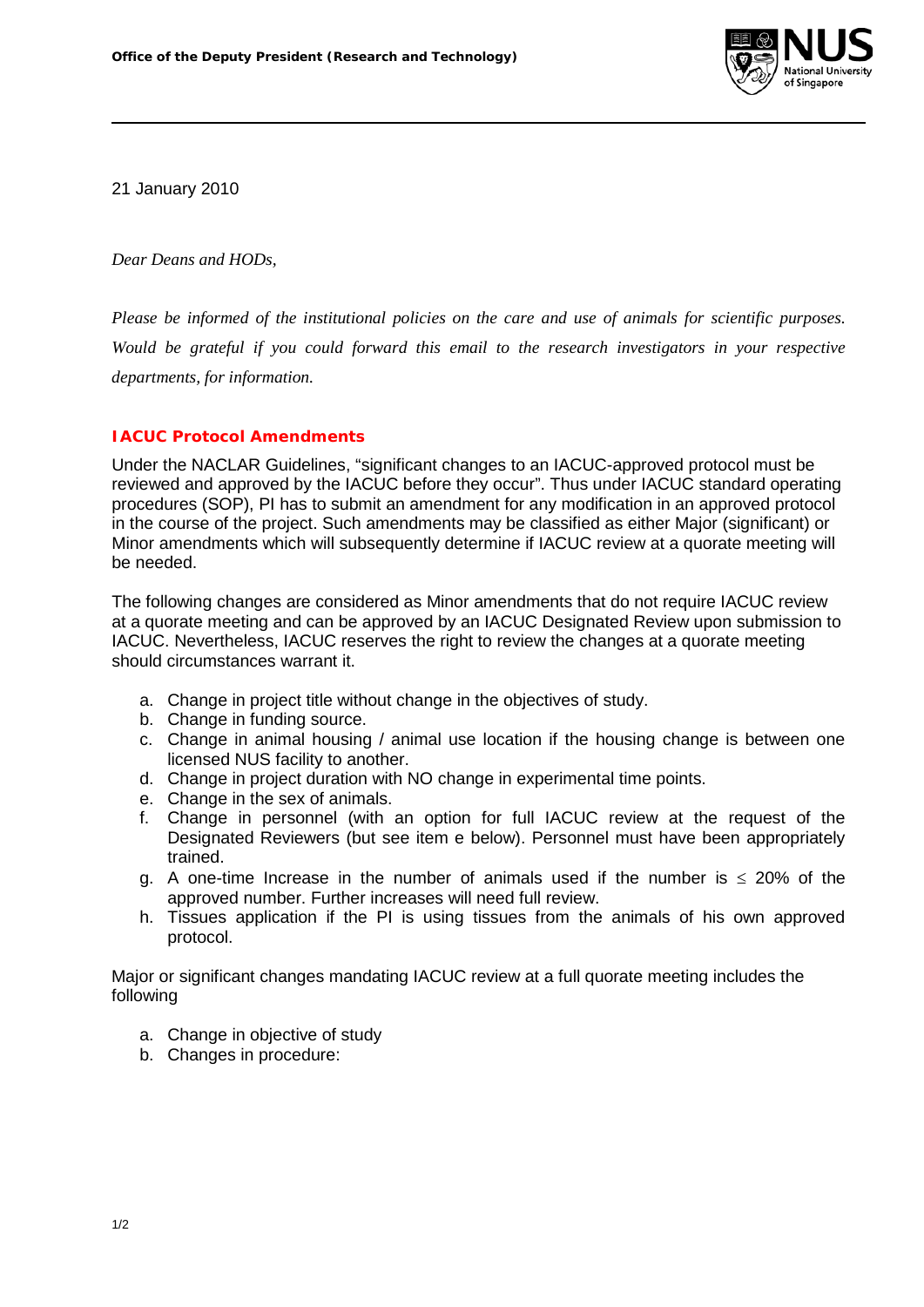**Office of the Deputy President (Research and Technology)**

21 January 2010

*Dear Deans and HODs,*

*Please be informed of the institutional policies on the care and use of animals for scientific purposes. Would be grateful if you could forward this email to the research investigators in your respective departments, for information.*

## IACUC Protocol Amendments

Under the NACLAR Guidelines, "significant changes to an IACUC-approved protocol must be reviewed and approved by the IACUC before they occur". Thus under IACUC standard operating procedures (SOP), PI has to submit an amendment for any modification in an approved protocol in the course of the project. Such amendments may be classified as either Major (significant) or Minor amendments which will subsequently determine if IACUC review at a quorate meeting will be needed.

The following changes are considered as Minor amendments that do not require IACUC review at a quorate meeting and can be approved by an IACUC Designated Review upon submission to IACUC. Nevertheless, IACUC reserves the right to review the changes at a quorate meeting should circumstances warrant it.

a. Change in project title without change in the objectives of study.
b. Change in funding source.
c. Change in animal housing / animal use location if the housing change is between one licensed NUS facility to another.
d. Change in project duration with NO change in experimental time points.
e. Change in the sex of animals.
f. Change in personnel (with an option for full IACUC review at the request of the Designated Reviewers (but see item e below). Personnel must have been appropriately trained.
g. A one-time Increase in the number of animals used if the number is $\leq$ 20% of the approved number. Further increases will need full review.
h. Tissues application if the PI is using tissues from the animals of his own approved protocol.

Major or significant changes mandating IACUC review at a full quorate meeting includes the following

a. Change in objective of study
b. Changes in procedure: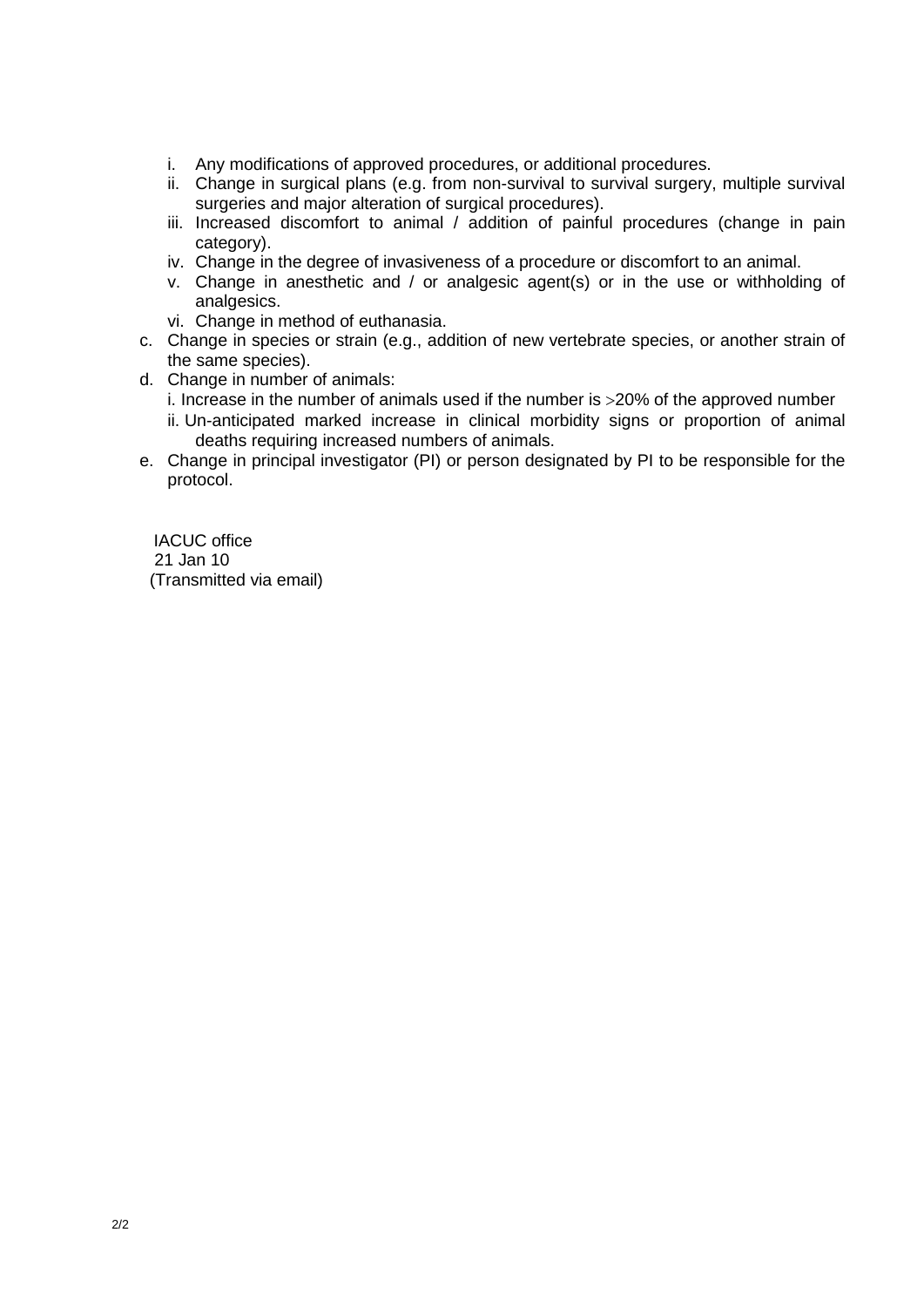i. Any modifications of approved procedures, or additional procedures.
   ii. Change in surgical plans (e.g. from non-survival to survival surgery, multiple survival surgeries and major alteration of surgical procedures).
   iii. Increased discomfort to animal / addition of painful procedures (change in pain category).
   iv. Change in the degree of invasiveness of a procedure or discomfort to an animal.
   v. Change in anesthetic and / or analgesic agent(s) or in the use or withholding of analgesics.
   vi. Change in method of euthanasia.

c. Change in species or strain (e.g., addition of new vertebrate species, or another strain of the same species).
d. Change in number of animals:
   i. Increase in the number of animals used if the number is >20% of the approved number
   ii. Un-anticipated marked increase in clinical morbidity signs or proportion of animal deaths requiring increased numbers of animals.
e. Change in principal investigator (PI) or person designated by PI to be responsible for the protocol.

IACUC office
21 Jan 10
(Transmitted via email)